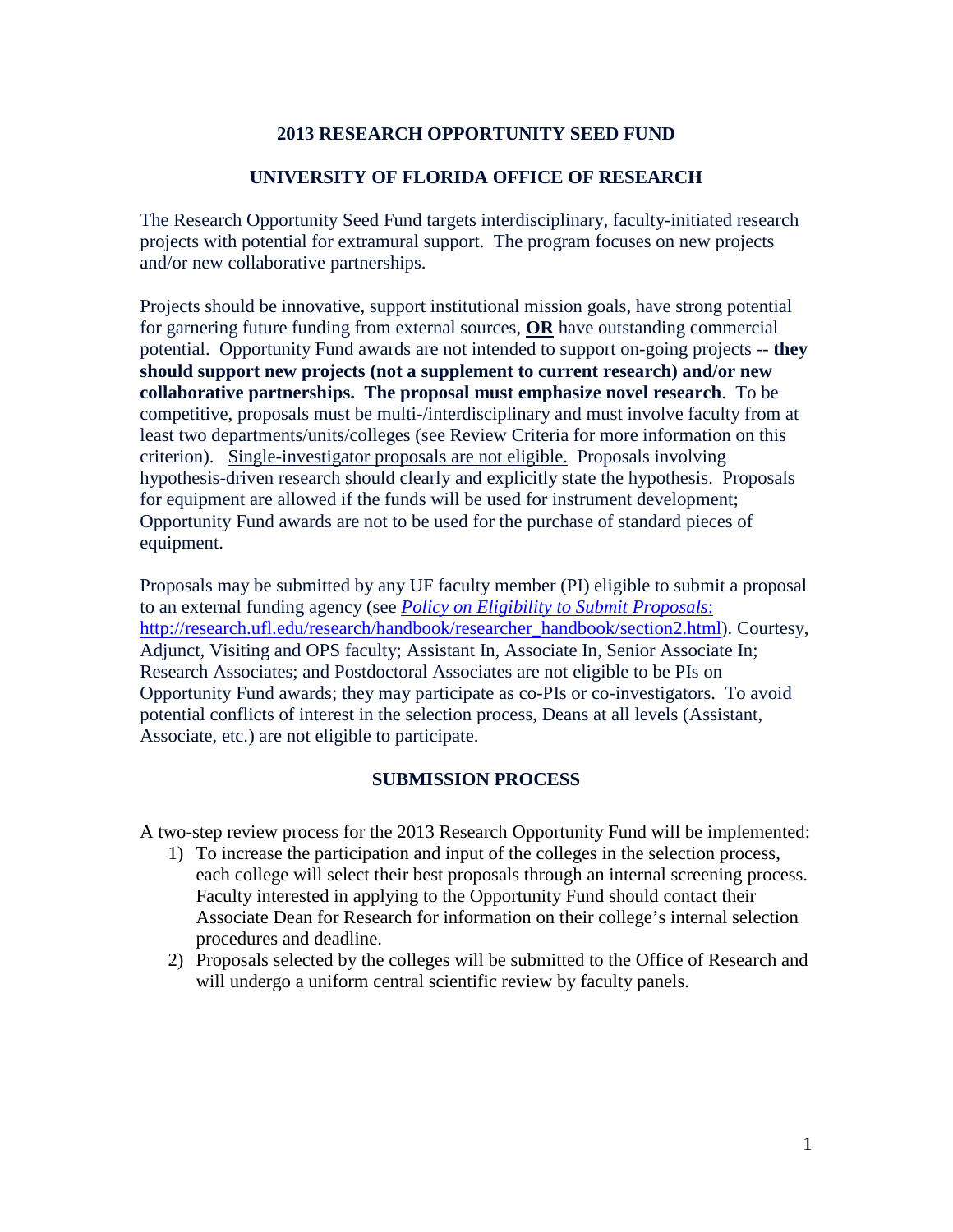# 2013 RESEARCH OPPORTUNITY SEED FUND

## UNIVERSITY OF FLORIDA OFFICE OF RESEARCH

The Research Opportunity Seed Fund targets interdisciplinary, faculty-initiated research projects with potential for extramural support. The program focuses on new projects and/or new collaborative partnerships.

Projects should be innovative, support institutional mission goals, have strong potential for garnering future funding from external sources, **<u>OR</u>** have outstanding commercial potential. Opportunity Fund awards are not intended to support on-going projects -- **they should support new projects (not a supplement to current research) and/or new collaborative partnerships. The proposal must emphasize novel research**. To be competitive, proposals must be multi-/interdisciplinary and must involve faculty from at least two departments/units/colleges (see Review Criteria for more information on this criterion). <u>Single-investigator proposals are not eligible.</u> Proposals involving hypothesis-driven research should clearly and explicitly state the hypothesis. Proposals for equipment are allowed if the funds will be used for instrument development; Opportunity Fund awards are not to be used for the purchase of standard pieces of equipment.

Proposals may be submitted by any UF faculty member (PI) eligible to submit a proposal to an external funding agency (see *[Policy on Eligibility to Submit Proposals](http://research.ufl.edu/research/handbook/researcher_handbook/section2.html)*: [http://research.ufl.edu/research/handbook/researcher_handbook/section2.html](http://research.ufl.edu/research/handbook/researcher_handbook/section2.html)). Courtesy, Adjunct, Visiting and OPS faculty; Assistant In, Associate In, Senior Associate In; Research Associates; and Postdoctoral Associates are not eligible to be PIs on Opportunity Fund awards; they may participate as co-PIs or co-investigators. To avoid potential conflicts of interest in the selection process, Deans at all levels (Assistant, Associate, etc.) are not eligible to participate.

## SUBMISSION PROCESS

A two-step review process for the 2013 Research Opportunity Fund will be implemented:

1) To increase the participation and input of the colleges in the selection process, each college will select their best proposals through an internal screening process. Faculty interested in applying to the Opportunity Fund should contact their Associate Dean for Research for information on their college's internal selection procedures and deadline.
2) Proposals selected by the colleges will be submitted to the Office of Research and will undergo a uniform central scientific review by faculty panels.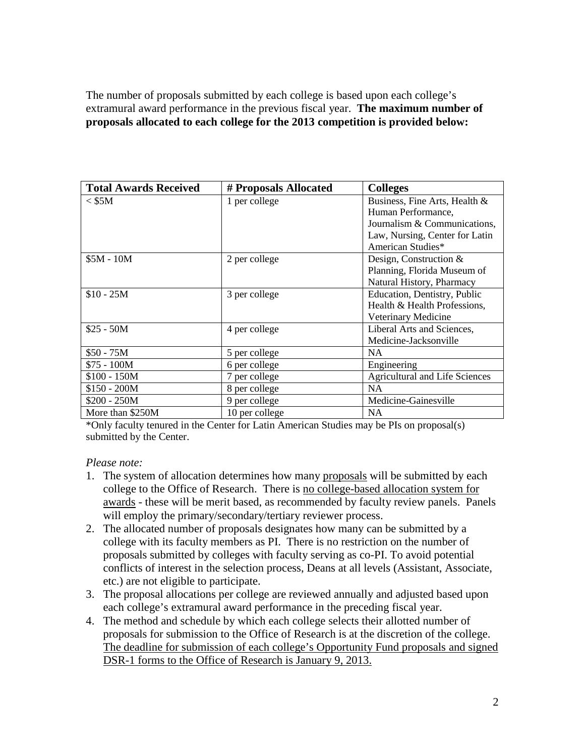The number of proposals submitted by each college is based upon each college's extramural award performance in the previous fiscal year. **The maximum number of proposals allocated to each college for the 2013 competition is provided below:**

| Total Awards Received | # Proposals Allocated | Colleges |
|---|---|---|
| < $5M | 1 per college | Business, Fine Arts, Health & Human Performance, Journalism & Communications, Law, Nursing, Center for Latin American Studies* |
| $5M - 10M | 2 per college | Design, Construction & Planning, Florida Museum of Natural History, Pharmacy |
| $10 - 25M | 3 per college | Education, Dentistry, Public Health & Health Professions, Veterinary Medicine |
| $25 - 50M | 4 per college | Liberal Arts and Sciences, Medicine-Jacksonville |
| $50 - 75M | 5 per college | NA |
| $75 - 100M | 6 per college | Engineering |
| $100 - 150M | 7 per college | Agricultural and Life Sciences |
| $150 - 200M | 8 per college | NA |
| $200 - 250M | 9 per college | Medicine-Gainesville |
| More than $250M | 10 per college | NA |

*Only faculty tenured in the Center for Latin American Studies may be PIs on proposal(s) submitted by the Center.

*Please note:*

1. The system of allocation determines how many proposals will be submitted by each college to the Office of Research. There is no college-based allocation system for awards - these will be merit based, as recommended by faculty review panels. Panels will employ the primary/secondary/tertiary reviewer process.
2. The allocated number of proposals designates how many can be submitted by a college with its faculty members as PI. There is no restriction on the number of proposals submitted by colleges with faculty serving as co-PI. To avoid potential conflicts of interest in the selection process, Deans at all levels (Assistant, Associate, etc.) are not eligible to participate.
3. The proposal allocations per college are reviewed annually and adjusted based upon each college's extramural award performance in the preceding fiscal year.
4. The method and schedule by which each college selects their allotted number of proposals for submission to the Office of Research is at the discretion of the college. The deadline for submission of each college's Opportunity Fund proposals and signed DSR-1 forms to the Office of Research is January 9, 2013.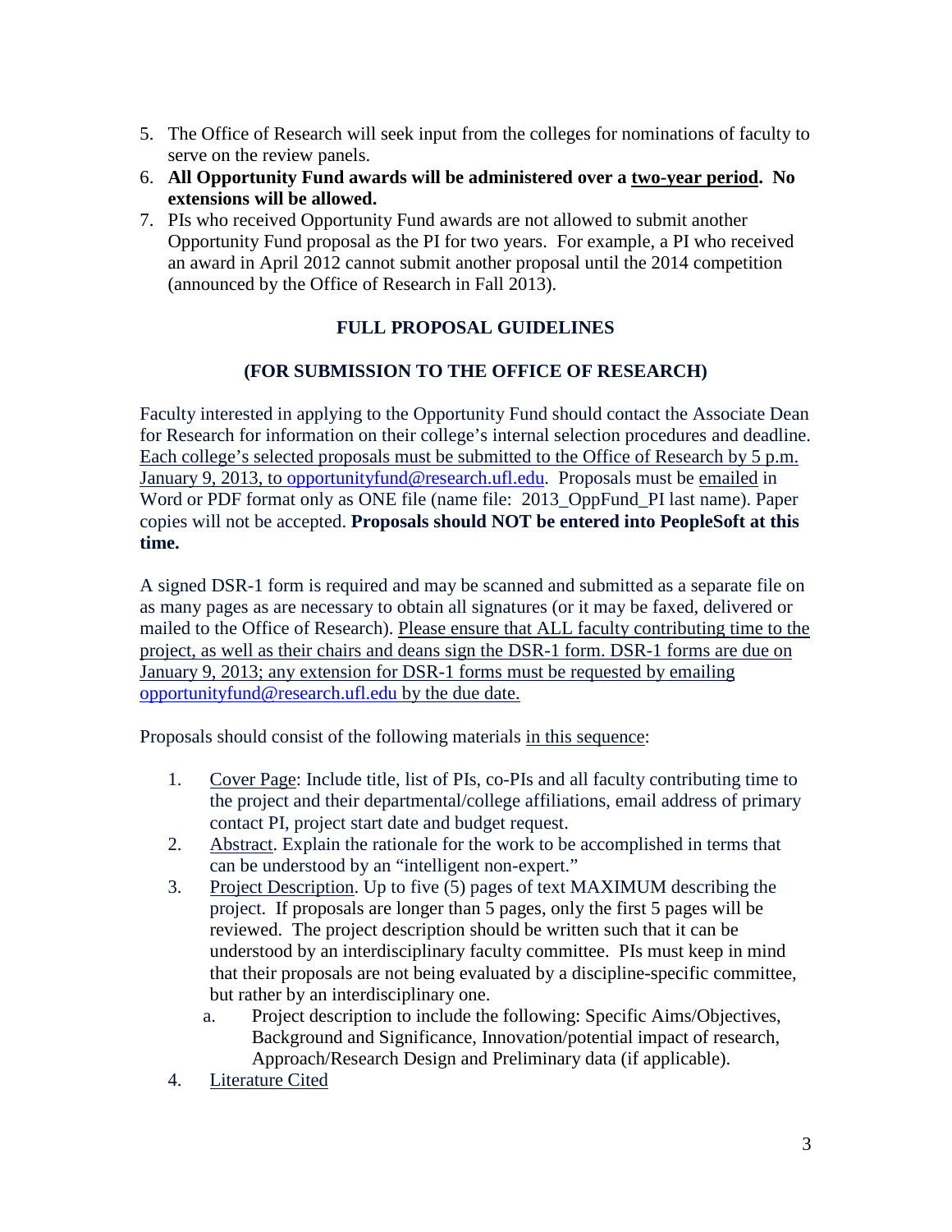5. The Office of Research will seek input from the colleges for nominations of faculty to serve on the review panels.
6. **All Opportunity Fund awards will be administered over a two-year period. No extensions will be allowed.**
7. PIs who received Opportunity Fund awards are not allowed to submit another Opportunity Fund proposal as the PI for two years. For example, a PI who received an award in April 2012 cannot submit another proposal until the 2014 competition (announced by the Office of Research in Fall 2013).

## FULL PROPOSAL GUIDELINES

## (FOR SUBMISSION TO THE OFFICE OF RESEARCH)

Faculty interested in applying to the Opportunity Fund should contact the Associate Dean for Research for information on their college's internal selection procedures and deadline. Each college's selected proposals must be submitted to the Office of Research by 5 p.m. January 9, 2013, to opportunityfund@research.ufl.edu. Proposals must be emailed in Word or PDF format only as ONE file (name file: 2013_OppFund_PI last name). Paper copies will not be accepted. **Proposals should NOT be entered into PeopleSoft at this time.**

A signed DSR-1 form is required and may be scanned and submitted as a separate file on as many pages as are necessary to obtain all signatures (or it may be faxed, delivered or mailed to the Office of Research). Please ensure that ALL faculty contributing time to the project, as well as their chairs and deans sign the DSR-1 form. DSR-1 forms are due on January 9, 2013; any extension for DSR-1 forms must be requested by emailing opportunityfund@research.ufl.edu by the due date.

Proposals should consist of the following materials in this sequence:

1. Cover Page: Include title, list of PIs, co-PIs and all faculty contributing time to the project and their departmental/college affiliations, email address of primary contact PI, project start date and budget request.
2. Abstract. Explain the rationale for the work to be accomplished in terms that can be understood by an "intelligent non-expert."
3. Project Description. Up to five (5) pages of text MAXIMUM describing the project. If proposals are longer than 5 pages, only the first 5 pages will be reviewed. The project description should be written such that it can be understood by an interdisciplinary faculty committee. PIs must keep in mind that their proposals are not being evaluated by a discipline-specific committee, but rather by an interdisciplinary one.
   a. Project description to include the following: Specific Aims/Objectives, Background and Significance, Innovation/potential impact of research, Approach/Research Design and Preliminary data (if applicable).
4. Literature Cited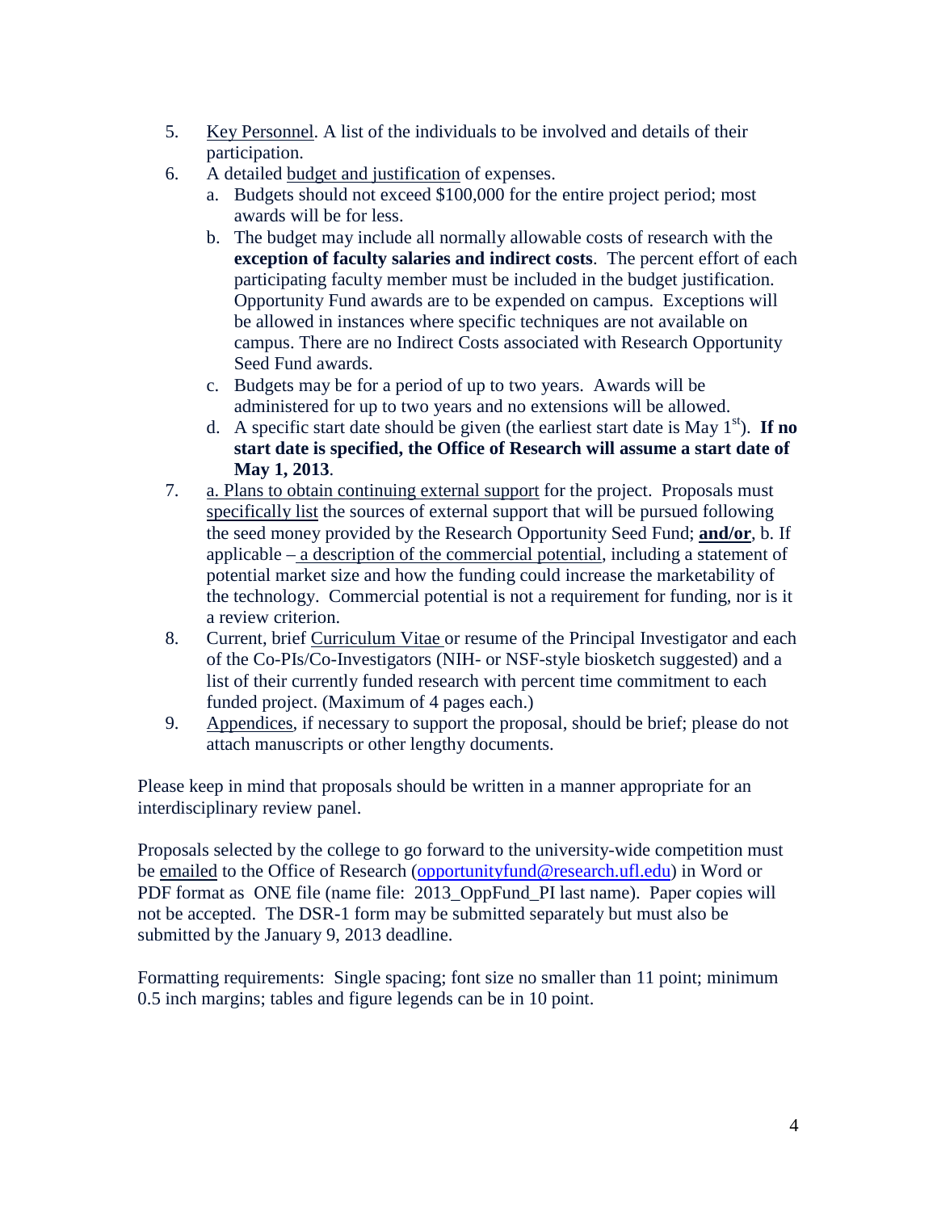5. Key Personnel. A list of the individuals to be involved and details of their participation.
6. A detailed budget and justification of expenses.
   a. Budgets should not exceed $100,000 for the entire project period; most awards will be for less.
   b. The budget may include all normally allowable costs of research with the **exception of faculty salaries and indirect costs**. The percent effort of each participating faculty member must be included in the budget justification. Opportunity Fund awards are to be expended on campus. Exceptions will be allowed in instances where specific techniques are not available on campus. There are no Indirect Costs associated with Research Opportunity Seed Fund awards.
   c. Budgets may be for a period of up to two years. Awards will be administered for up to two years and no extensions will be allowed.
   d. A specific start date should be given (the earliest start date is May 1st). **If no start date is specified, the Office of Research will assume a start date of May 1, 2013**.
7. a. Plans to obtain continuing external support for the project. Proposals must specifically list the sources of external support that will be pursued following the seed money provided by the Research Opportunity Seed Fund; **and/or**, b. If applicable – a description of the commercial potential, including a statement of potential market size and how the funding could increase the marketability of the technology. Commercial potential is not a requirement for funding, nor is it a review criterion.
8. Current, brief Curriculum Vitae or resume of the Principal Investigator and each of the Co-PIs/Co-Investigators (NIH- or NSF-style biosketch suggested) and a list of their currently funded research with percent time commitment to each funded project. (Maximum of 4 pages each.)
9. Appendices, if necessary to support the proposal, should be brief; please do not attach manuscripts or other lengthy documents.

Please keep in mind that proposals should be written in a manner appropriate for an interdisciplinary review panel.

Proposals selected by the college to go forward to the university-wide competition must be emailed to the Office of Research (opportunityfund@research.ufl.edu) in Word or PDF format as ONE file (name file: 2013_OppFund_PI last name). Paper copies will not be accepted. The DSR-1 form may be submitted separately but must also be submitted by the January 9, 2013 deadline.

Formatting requirements: Single spacing; font size no smaller than 11 point; minimum 0.5 inch margins; tables and figure legends can be in 10 point.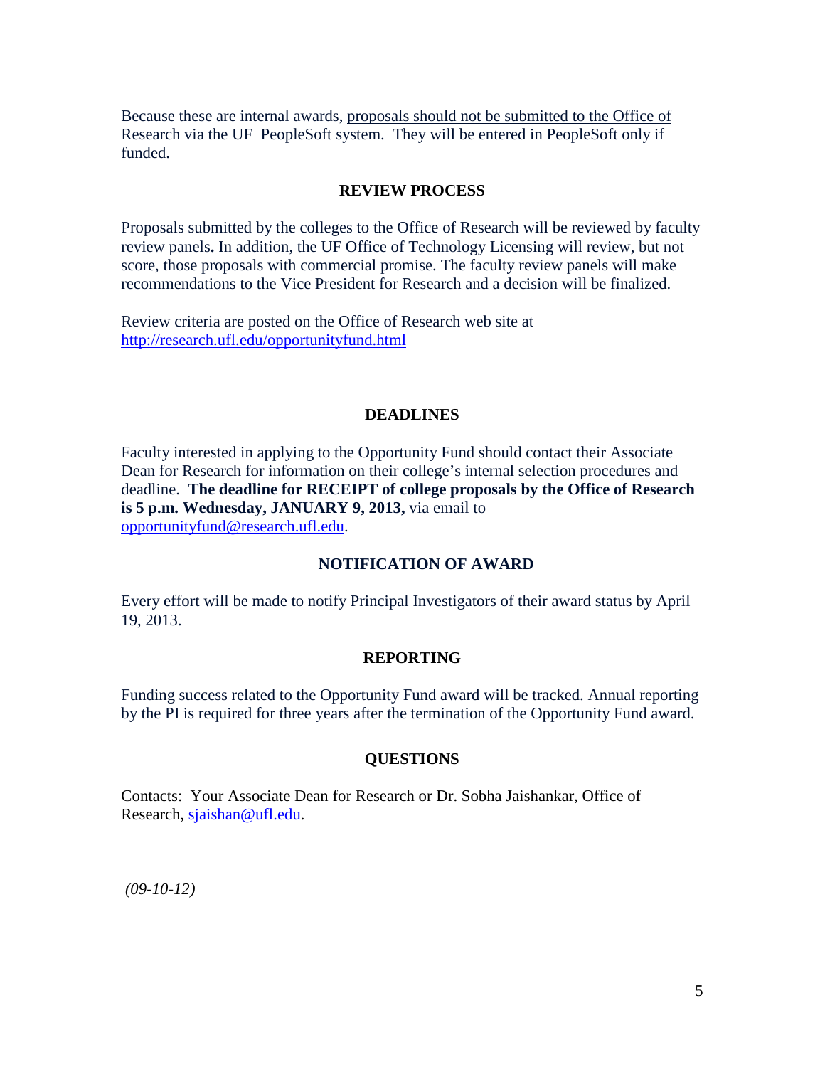Because these are internal awards, proposals should not be submitted to the Office of Research via the UF PeopleSoft system. They will be entered in PeopleSoft only if funded.

## REVIEW PROCESS

Proposals submitted by the colleges to the Office of Research will be reviewed by faculty review panels**.** In addition, the UF Office of Technology Licensing will review, but not score, those proposals with commercial promise. The faculty review panels will make recommendations to the Vice President for Research and a decision will be finalized.

Review criteria are posted on the Office of Research web site at http://research.ufl.edu/opportunityfund.html

## DEADLINES

Faculty interested in applying to the Opportunity Fund should contact their Associate Dean for Research for information on their college's internal selection procedures and deadline. **The deadline for RECEIPT of college proposals by the Office of Research is 5 p.m. Wednesday, JANUARY 9, 2013,** via email to opportunityfund@research.ufl.edu.

## NOTIFICATION OF AWARD

Every effort will be made to notify Principal Investigators of their award status by April 19, 2013.

## REPORTING

Funding success related to the Opportunity Fund award will be tracked. Annual reporting by the PI is required for three years after the termination of the Opportunity Fund award.

## QUESTIONS

Contacts: Your Associate Dean for Research or Dr. Sobha Jaishankar, Office of Research, sjaishan@ufl.edu.

*(09-10-12)*